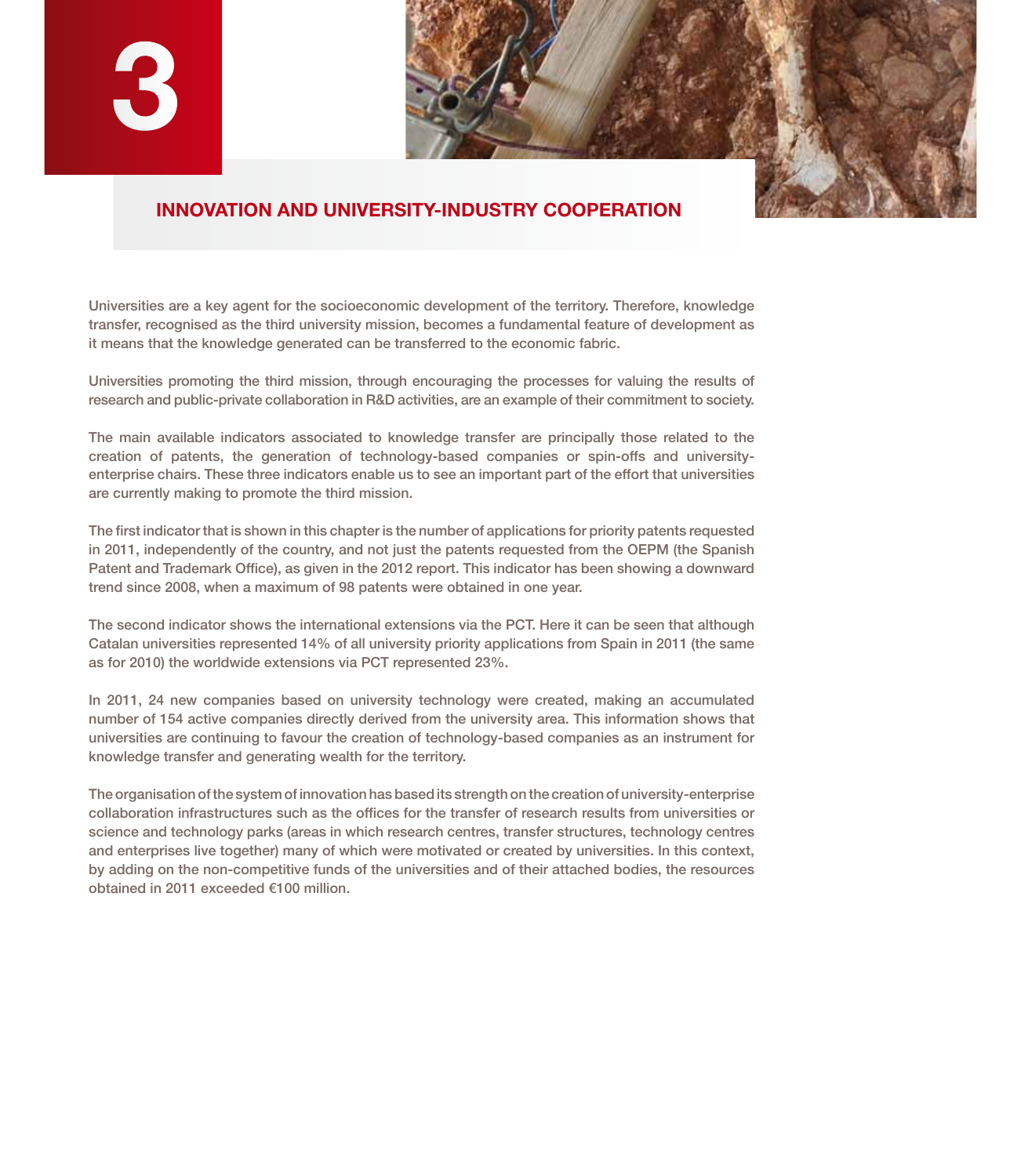# 3

## INNOVATION AND UNIVERSITY-INDUSTRY COOPERATION

Universities are a key agent for the socioeconomic development of the territory. Therefore, knowledge transfer, recognised as the third university mission, becomes a fundamental feature of development as it means that the knowledge generated can be transferred to the economic fabric.

Universities promoting the third mission, through encouraging the processes for valuing the results of research and public-private collaboration in R&D activities, are an example of their commitment to society.

The main available indicators associated to knowledge transfer are principally those related to the creation of patents, the generation of technology-based companies or spin-offs and university-enterprise chairs. These three indicators enable us to see an important part of the effort that universities are currently making to promote the third mission.

The first indicator that is shown in this chapter is the number of applications for priority patents requested in 2011, independently of the country, and not just the patents requested from the OEPM (the Spanish Patent and Trademark Office), as given in the 2012 report. This indicator has been showing a downward trend since 2008, when a maximum of 98 patents were obtained in one year.

The second indicator shows the international extensions via the PCT. Here it can be seen that although Catalan universities represented 14% of all university priority applications from Spain in 2011 (the same as for 2010) the worldwide extensions via PCT represented 23%.

In 2011, 24 new companies based on university technology were created, making an accumulated number of 154 active companies directly derived from the university area. This information shows that universities are continuing to favour the creation of technology-based companies as an instrument for knowledge transfer and generating wealth for the territory.

The organisation of the system of innovation has based its strength on the creation of university-enterprise collaboration infrastructures such as the offices for the transfer of research results from universities or science and technology parks (areas in which research centres, transfer structures, technology centres and enterprises live together) many of which were motivated or created by universities. In this context, by adding on the non-competitive funds of the universities and of their attached bodies, the resources obtained in 2011 exceeded €100 million.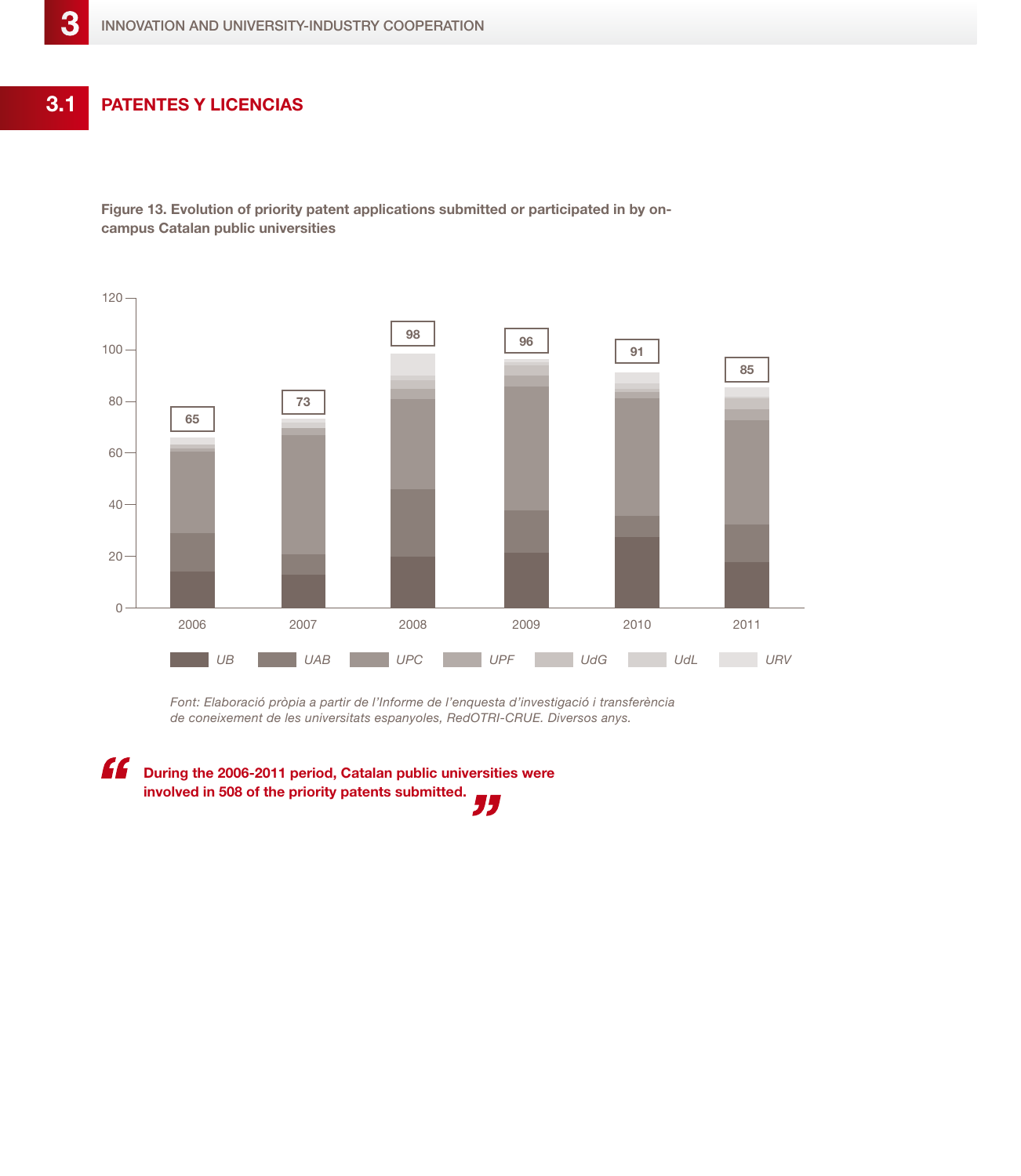## 3.1 PATENTES Y LICENCIAS

**Figure 13. Evolution of priority patent applications submitted or participated in by on-campus Catalan public universities**

| Year | Total |
|---|---|
| 2006 | 65 |
| 2007 | 73 |
| 2008 | 98 |
| 2009 | 96 |
| 2010 | 91 |
| 2011 | 85 |

Legend: UB, UAB, UPC, UPF, UdG, UdL, URV

*Font: Elaboració pròpia a partir de l'Informe de l'enquesta d'investigació i transferència de coneixement de les universitats espanyoles, RedOTRI-CRUE. Diversos anys.*

> **During the 2006-2011 period, Catalan public universities were involved in 508 of the priority patents submitted.**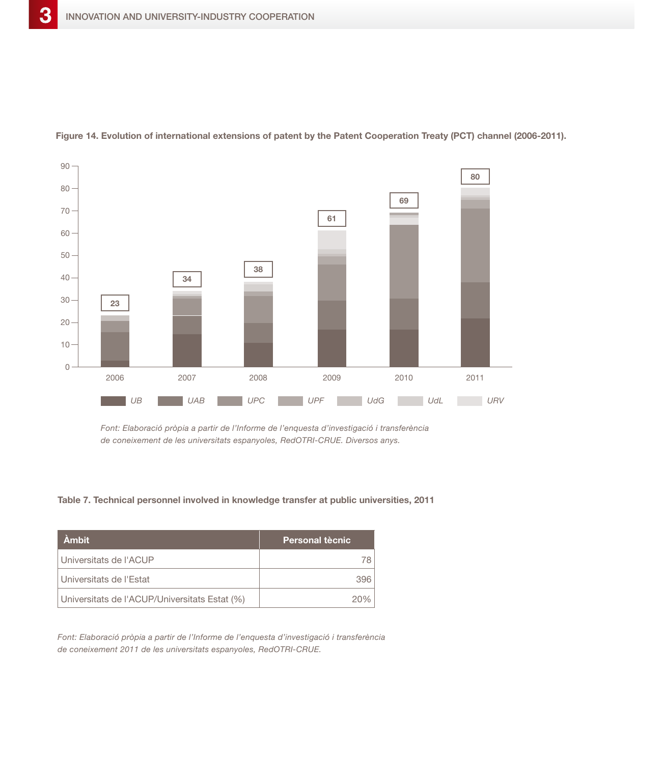**Figure 14. Evolution of international extensions of patent by the Patent Cooperation Treaty (PCT) channel (2006-2011).**

| Year | Total |
|---|---|
| 2006 | 23 |
| 2007 | 34 |
| 2008 | 38 |
| 2009 | 61 |
| 2010 | 69 |
| 2011 | 80 |

Legend: UB, UAB, UPC, UPF, UdG, UdL, URV

*Font: Elaboració pròpia a partir de l'Informe de l'enquesta d'investigació i transferència de coneixement de les universitats espanyoles, RedOTRI-CRUE. Diversos anys.*

**Table 7. Technical personnel involved in knowledge transfer at public universities, 2011**

| Àmbit | Personal tècnic |
|---|---|
| Universitats de l'ACUP | 78 |
| Universitats de l'Estat | 396 |
| Universitats de l'ACUP/Universitats Estat (%) | 20% |

*Font: Elaboració pròpia a partir de l'Informe de l'enquesta d'investigació i transferència de coneixement 2011 de les universitats espanyoles, RedOTRI-CRUE.*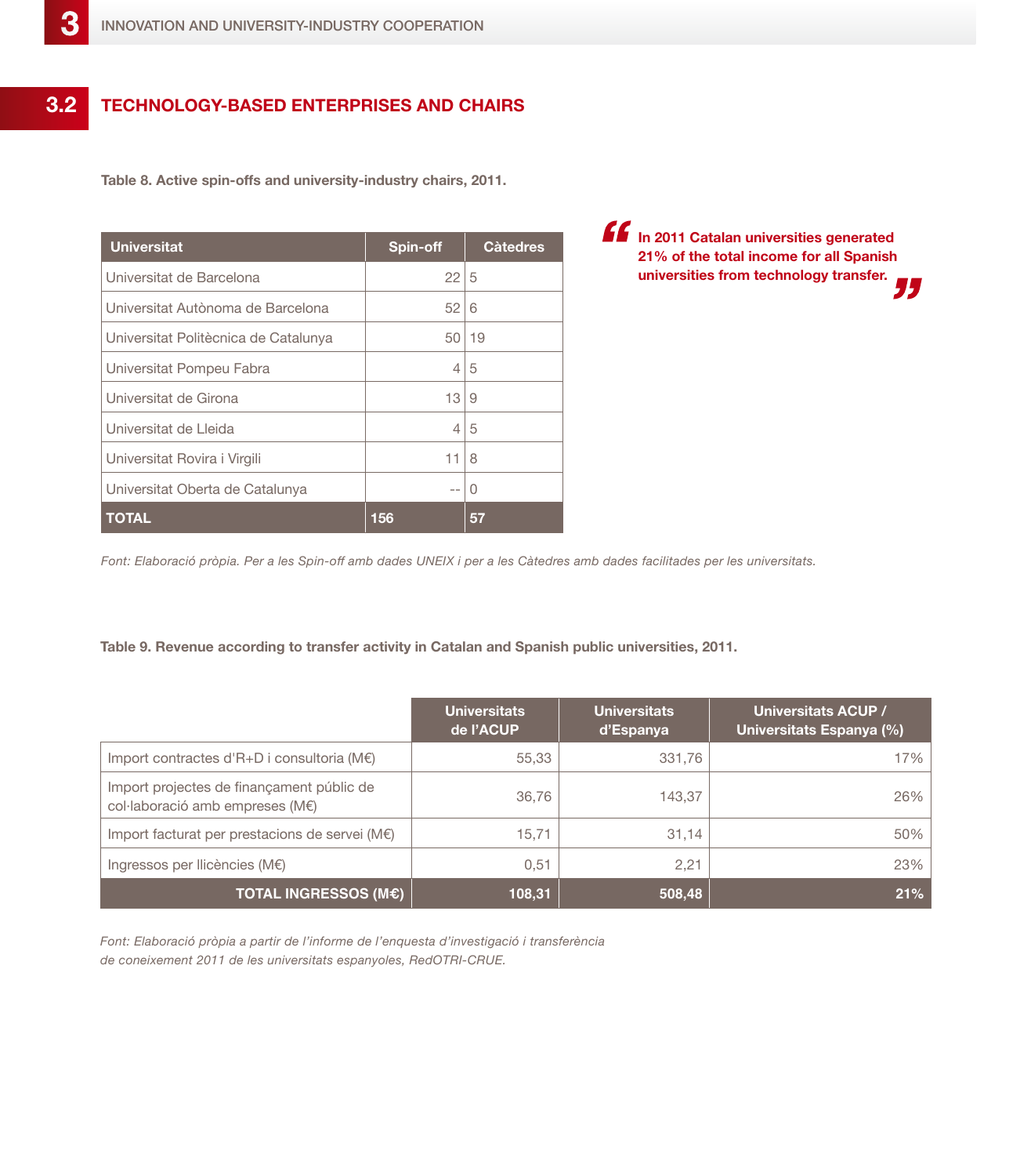## 3.2 TECHNOLOGY-BASED ENTERPRISES AND CHAIRS

**Table 8. Active spin-offs and university-industry chairs, 2011.**

| Universitat | Spin-off | Càtedres |
|---|---|---|
| Universitat de Barcelona | 22 | 5 |
| Universitat Autònoma de Barcelona | 52 | 6 |
| Universitat Politècnica de Catalunya | 50 | 19 |
| Universitat Pompeu Fabra | 4 | 5 |
| Universitat de Girona | 13 | 9 |
| Universitat de Lleida | 4 | 5 |
| Universitat Rovira i Virgili | 11 | 8 |
| Universitat Oberta de Catalunya | -- | 0 |
| **TOTAL** | **156** | **57** |

*Font: Elaboració pròpia. Per a les Spin-off amb dades UNEIX i per a les Càtedres amb dades facilitades per les universitats.*

> **"In 2011 Catalan universities generated 21% of the total income for all Spanish universities from technology transfer."**

**Table 9. Revenue according to transfer activity in Catalan and Spanish public universities, 2011.**

| | Universitats de l'ACUP | Universitats d'Espanya | Universitats ACUP / Universitats Espanya (%) |
|---|---|---|---|
| Import contractes d'R+D i consultoria (M€) | 55,33 | 331,76 | 17% |
| Import projectes de finançament públic de col·laboració amb empreses (M€) | 36,76 | 143,37 | 26% |
| Import facturat per prestacions de servei (M€) | 15,71 | 31,14 | 50% |
| Ingressos per llicències (M€) | 0,51 | 2,21 | 23% |
| **TOTAL INGRESSOS (M€)** | **108,31** | **508,48** | **21%** |

*Font: Elaboració pròpia a partir de l'informe de l'enquesta d'investigació i transferència de coneixement 2011 de les universitats espanyoles, RedOTRI-CRUE.*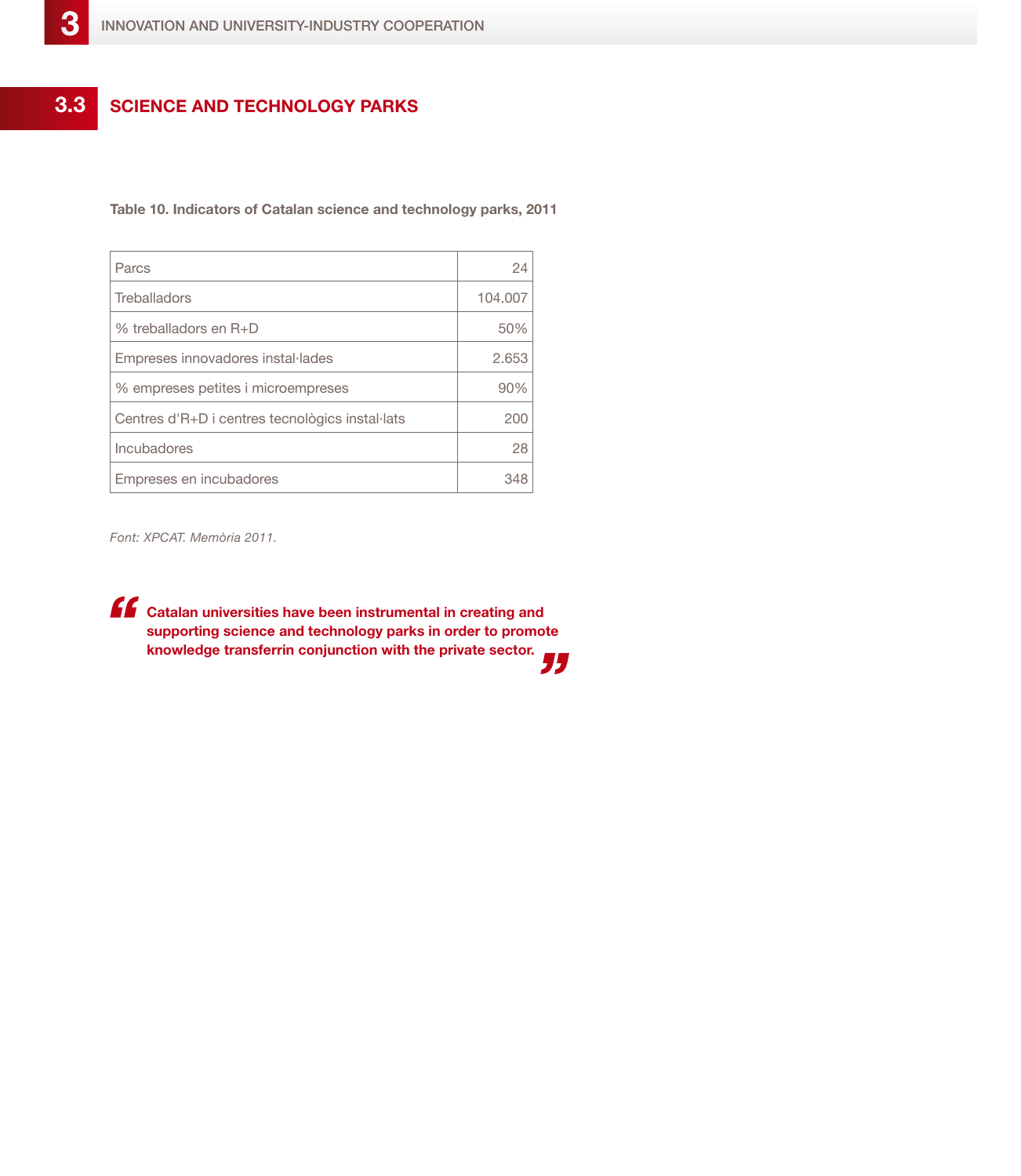## 3.3 SCIENCE AND TECHNOLOGY PARKS

**Table 10. Indicators of Catalan science and technology parks, 2011**

| | |
|---|---|
| Parcs | 24 |
| Treballadors | 104.007 |
| % treballadors en R+D | 50% |
| Empreses innovadores instal·lades | 2.653 |
| % empreses petites i microempreses | 90% |
| Centres d'R+D i centres tecnològics instal·lats | 200 |
| Incubadores | 28 |
| Empreses en incubadores | 348 |

*Font: XPCAT. Memòria 2011.*

> **Catalan universities have been instrumental in creating and supporting science and technology parks in order to promote knowledge transferrin conjunction with the private sector.**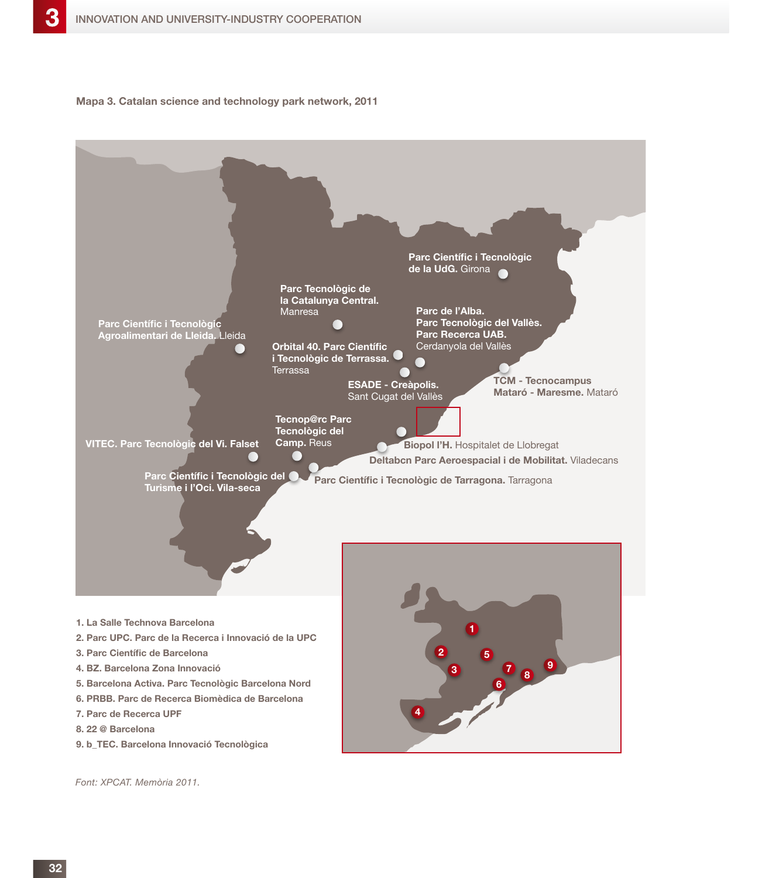**Mapa 3. Catalan science and technology park network, 2011**

**Parc Científic i Tecnològic de la UdG.** Girona

**Parc Tecnològic de la Catalunya Central.** Manresa

**Parc Científic i Tecnològic Agroalimentari de Lleida.** Lleida

**Parc de l'Alba. Parc Tecnològic del Vallès. Parc Recerca UAB.** Cerdanyola del Vallès

**Orbital 40. Parc Científic i Tecnològic de Terrassa.** Terrassa

**ESADE - Creàpolis.** Sant Cugat del Vallès

**TCM - Tecnocampus Mataró - Maresme.** Mataró

**Tecnop@rc Parc Tecnològic del Camp.** Reus

**VITEC. Parc Tecnològic del Vi.** Falset

**Biopol l'H.** Hospitalet de Llobregat

**Deltabcn Parc Aeroespacial i de Mobilitat.** Viladecans

**Parc Científic i Tecnològic del Turisme i l'Oci.** Vila-seca

**Parc Científic i Tecnològic de Tarragona.** Tarragona

1. La Salle Technova Barcelona
2. Parc UPC. Parc de la Recerca i Innovació de la UPC
3. Parc Científic de Barcelona
4. BZ. Barcelona Zona Innovació
5. Barcelona Activa. Parc Tecnològic Barcelona Nord
6. PRBB. Parc de Recerca Biomèdica de Barcelona
7. Parc de Recerca UPF
8. 22 @ Barcelona
9. b_TEC. Barcelona Innovació Tecnològica

*Font: XPCAT. Memòria 2011.*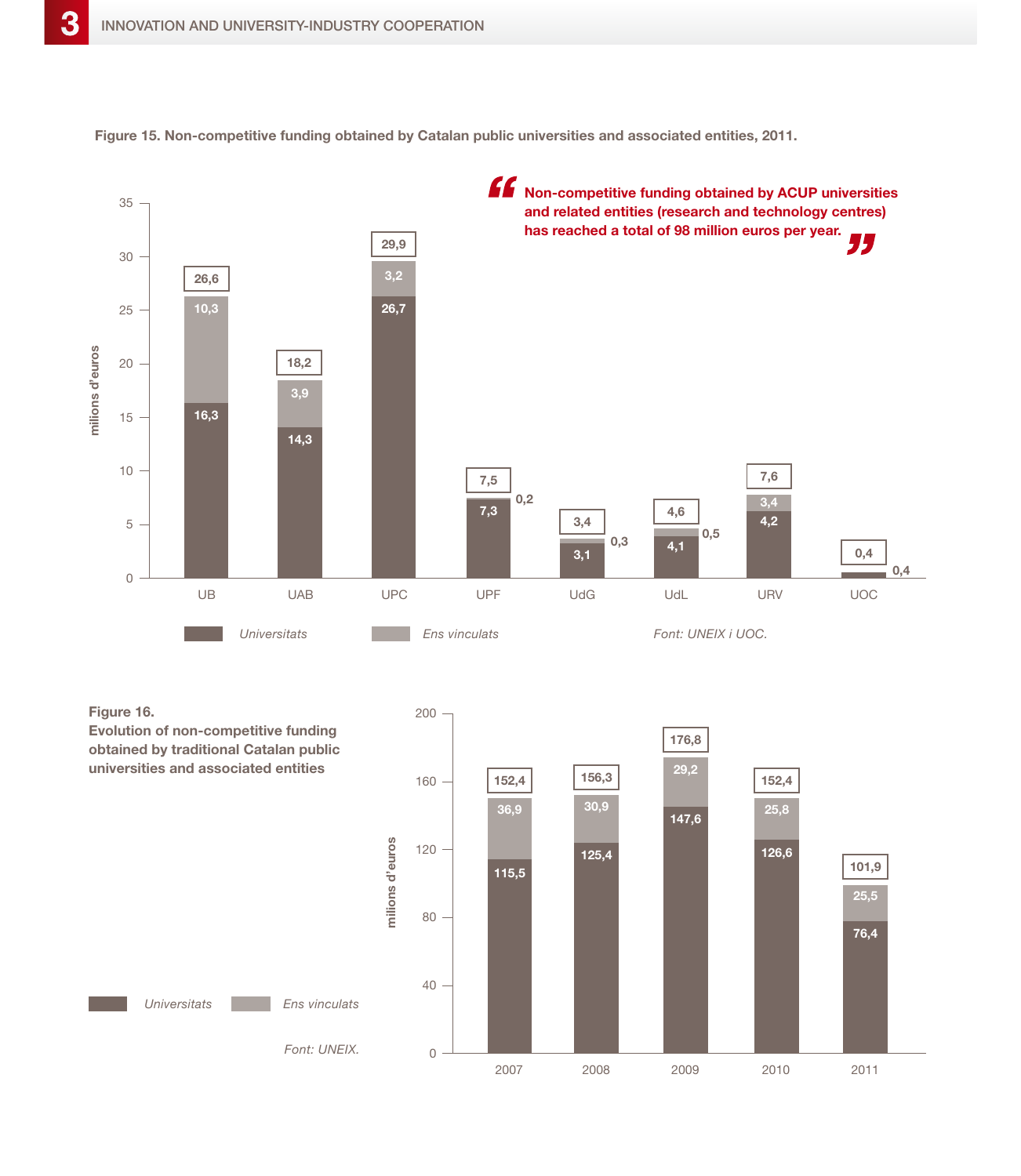**Figure 15. Non-competitive funding obtained by Catalan public universities and associated entities, 2011.**

> **Non-competitive funding obtained by ACUP universities and related entities (research and technology centres) has reached a total of 98 million euros per year.**

milions d'euros

35
30
25
20
15
10
5
0

UB: 26,6 (16,3 / 10,3)
UAB: 18,2 (14,3 / 3,9)
UPC: 29,9 (26,7 / 3,2)
UPF: 7,5 (7,3 / 0,2)
UdG: 3,4 (3,1 / 0,3)
UdL: 4,6 (4,1 / 0,5)
URV: 7,6 (4,2 / 3,4)
UOC: 0,4 (0,4)

*Universitats* *Ens vinculats*

*Font: UNEIX i UOC.*

**Figure 16.**
**Evolution of non-competitive funding obtained by traditional Catalan public universities and associated entities**

milions d'euros

200
160
120
80
40
0

2007: 152,4 (115,5 / 36,9)
2008: 156,3 (125,4 / 30,9)
2009: 176,8 (147,6 / 29,2)
2010: 152,4 (126,6 / 25,8)
2011: 101,9 (76,4 / 25,5)

*Universitats* *Ens vinculats*

*Font: UNEIX.*